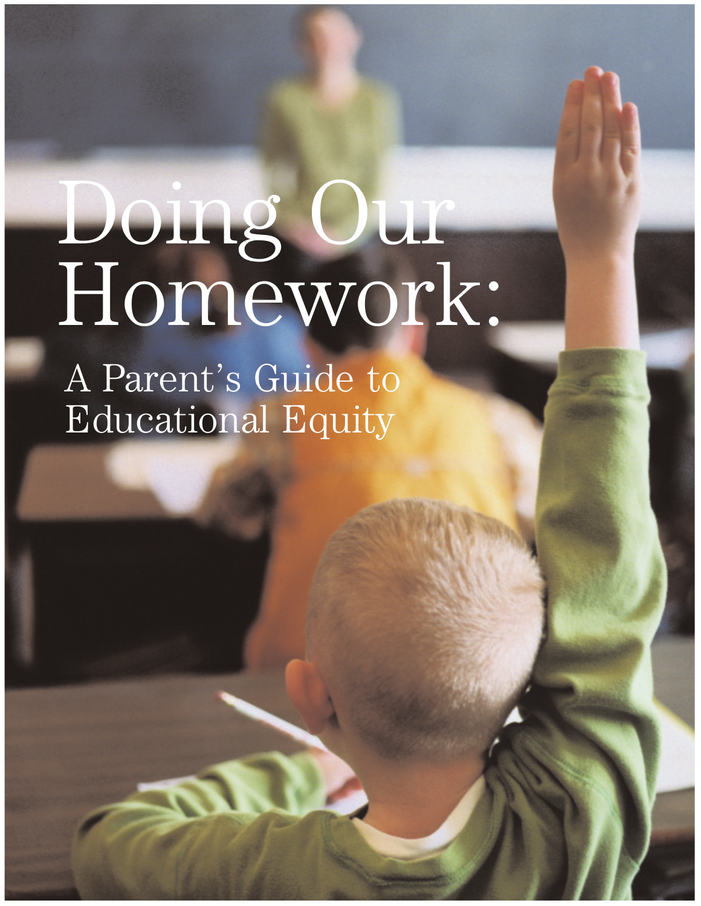# Doing Our Homework:

## A Parent's Guide to Educational Equity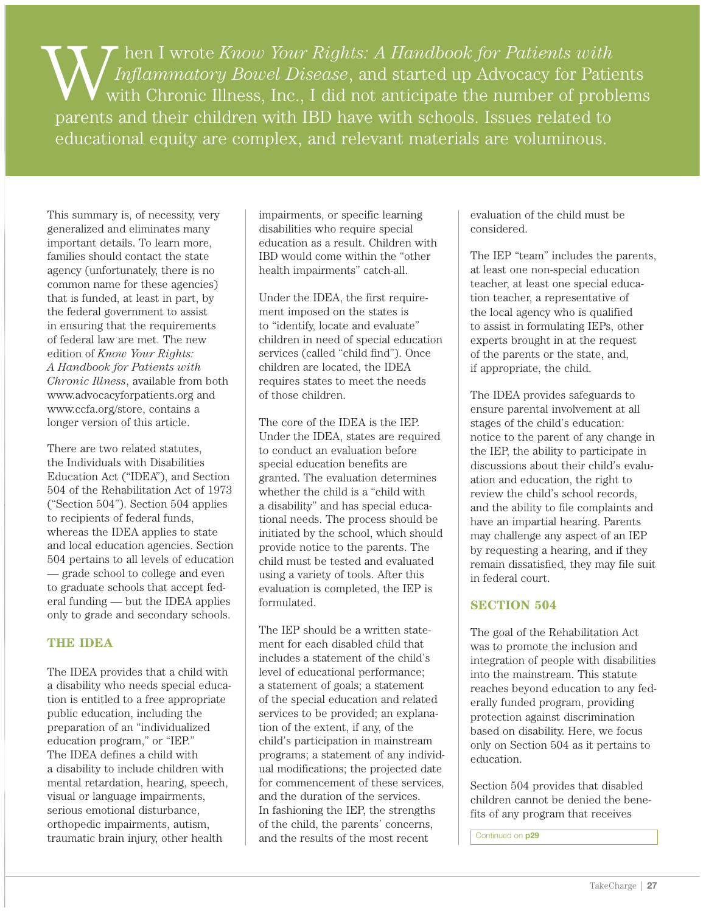When I wrote *Know Your Rights: A Handbook for Patients with Inflammatory Bowel Disease*, and started up Advocacy for Patients with Chronic Illness, Inc., I did not anticipate the number of problems parents and their children with IBD have with schools. Issues related to educational equity are complex, and relevant materials are voluminous.

This summary is, of necessity, very generalized and eliminates many important details. To learn more, families should contact the state agency (unfortunately, there is no common name for these agencies) that is funded, at least in part, by the federal government to assist in ensuring that the requirements of federal law are met. The new edition of *Know Your Rights: A Handbook for Patients with Chronic Illness*, available from both www.advocacyforpatients.org and www.ccfa.org/store, contains a longer version of this article.

There are two related statutes, the Individuals with Disabilities Education Act ("IDEA"), and Section 504 of the Rehabilitation Act of 1973 ("Section 504"). Section 504 applies to recipients of federal funds, whereas the IDEA applies to state and local education agencies. Section 504 pertains to all levels of education — grade school to college and even to graduate schools that accept federal funding — but the IDEA applies only to grade and secondary schools.

## THE IDEA

The IDEA provides that a child with a disability who needs special education is entitled to a free appropriate public education, including the preparation of an "individualized education program," or "IEP." The IDEA defines a child with a disability to include children with mental retardation, hearing, speech, visual or language impairments, serious emotional disturbance, orthopedic impairments, autism, traumatic brain injury, other health impairments, or specific learning disabilities who require special education as a result. Children with IBD would come within the "other health impairments" catch-all.

Under the IDEA, the first requirement imposed on the states is to "identify, locate and evaluate" children in need of special education services (called "child find"). Once children are located, the IDEA requires states to meet the needs of those children.

The core of the IDEA is the IEP. Under the IDEA, states are required to conduct an evaluation before special education benefits are granted. The evaluation determines whether the child is a "child with a disability" and has special educational needs. The process should be initiated by the school, which should provide notice to the parents. The child must be tested and evaluated using a variety of tools. After this evaluation is completed, the IEP is formulated.

The IEP should be a written statement for each disabled child that includes a statement of the child's level of educational performance; a statement of goals; a statement of the special education and related services to be provided; an explanation of the extent, if any, of the child's participation in mainstream programs; a statement of any individual modifications; the projected date for commencement of these services, and the duration of the services. In fashioning the IEP, the strengths of the child, the parents' concerns, and the results of the most recent evaluation of the child must be considered.

The IEP "team" includes the parents, at least one non-special education teacher, at least one special education teacher, a representative of the local agency who is qualified to assist in formulating IEPs, other experts brought in at the request of the parents or the state, and, if appropriate, the child.

The IDEA provides safeguards to ensure parental involvement at all stages of the child's education: notice to the parent of any change in the IEP, the ability to participate in discussions about their child's evaluation and education, the right to review the child's school records, and the ability to file complaints and have an impartial hearing. Parents may challenge any aspect of an IEP by requesting a hearing, and if they remain dissatisfied, they may file suit in federal court.

## SECTION 504

The goal of the Rehabilitation Act was to promote the inclusion and integration of people with disabilities into the mainstream. This statute reaches beyond education to any federally funded program, providing protection against discrimination based on disability. Here, we focus only on Section 504 as it pertains to education.

Section 504 provides that disabled children cannot be denied the benefits of any program that receives

Continued on **p29**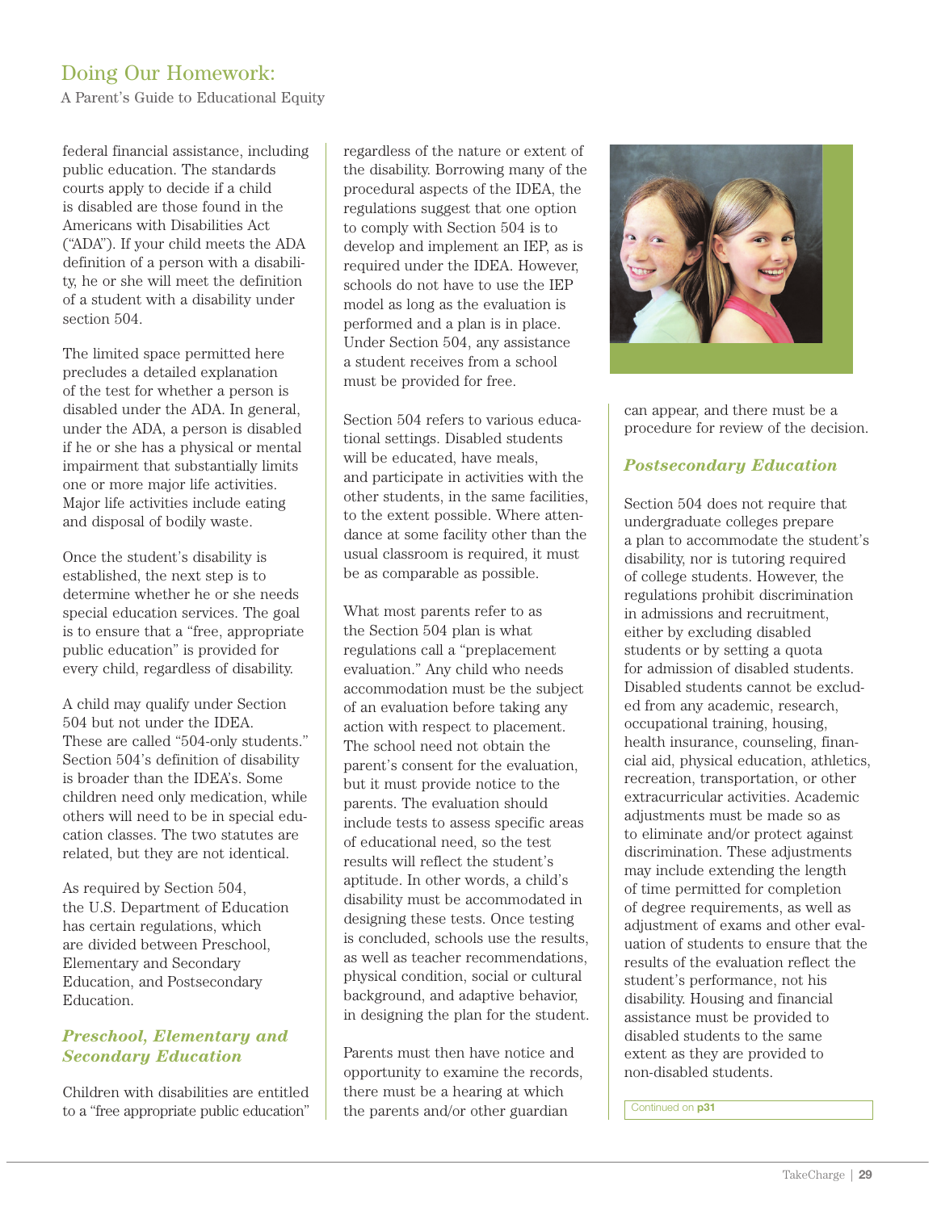federal financial assistance, including public education. The standards courts apply to decide if a child is disabled are those found in the Americans with Disabilities Act ("ADA"). If your child meets the ADA definition of a person with a disability, he or she will meet the definition of a student with a disability under section 504.

The limited space permitted here precludes a detailed explanation of the test for whether a person is disabled under the ADA. In general, under the ADA, a person is disabled if he or she has a physical or mental impairment that substantially limits one or more major life activities. Major life activities include eating and disposal of bodily waste.

Once the student's disability is established, the next step is to determine whether he or she needs special education services. The goal is to ensure that a "free, appropriate public education" is provided for every child, regardless of disability.

A child may qualify under Section 504 but not under the IDEA. These are called "504-only students." Section 504's definition of disability is broader than the IDEA's. Some children need only medication, while others will need to be in special education classes. The two statutes are related, but they are not identical.

As required by Section 504, the U.S. Department of Education has certain regulations, which are divided between Preschool, Elementary and Secondary Education, and Postsecondary Education.

### *Preschool, Elementary and Secondary Education*

Children with disabilities are entitled to a "free appropriate public education" regardless of the nature or extent of the disability. Borrowing many of the procedural aspects of the IDEA, the regulations suggest that one option to comply with Section 504 is to develop and implement an IEP, as is required under the IDEA. However, schools do not have to use the IEP model as long as the evaluation is performed and a plan is in place. Under Section 504, any assistance a student receives from a school must be provided for free.

Section 504 refers to various educational settings. Disabled students will be educated, have meals, and participate in activities with the other students, in the same facilities, to the extent possible. Where attendance at some facility other than the usual classroom is required, it must be as comparable as possible.

What most parents refer to as the Section 504 plan is what regulations call a "preplacement evaluation." Any child who needs accommodation must be the subject of an evaluation before taking any action with respect to placement. The school need not obtain the parent's consent for the evaluation, but it must provide notice to the parents. The evaluation should include tests to assess specific areas of educational need, so the test results will reflect the student's aptitude. In other words, a child's disability must be accommodated in designing these tests. Once testing is concluded, schools use the results, as well as teacher recommendations, physical condition, social or cultural background, and adaptive behavior, in designing the plan for the student.

Parents must then have notice and opportunity to examine the records, there must be a hearing at which the parents and/or other guardian can appear, and there must be a procedure for review of the decision.

### *Postsecondary Education*

Section 504 does not require that undergraduate colleges prepare a plan to accommodate the student's disability, nor is tutoring required of college students. However, the regulations prohibit discrimination in admissions and recruitment, either by excluding disabled students or by setting a quota for admission of disabled students. Disabled students cannot be excluded from any academic, research, occupational training, housing, health insurance, counseling, financial aid, physical education, athletics, recreation, transportation, or other extracurricular activities. Academic adjustments must be made so as to eliminate and/or protect against discrimination. These adjustments may include extending the length of time permitted for completion of degree requirements, as well as adjustment of exams and other evaluation of students to ensure that the results of the evaluation reflect the student's performance, not his disability. Housing and financial assistance must be provided to disabled students to the same extent as they are provided to non-disabled students.

Continued on **p31**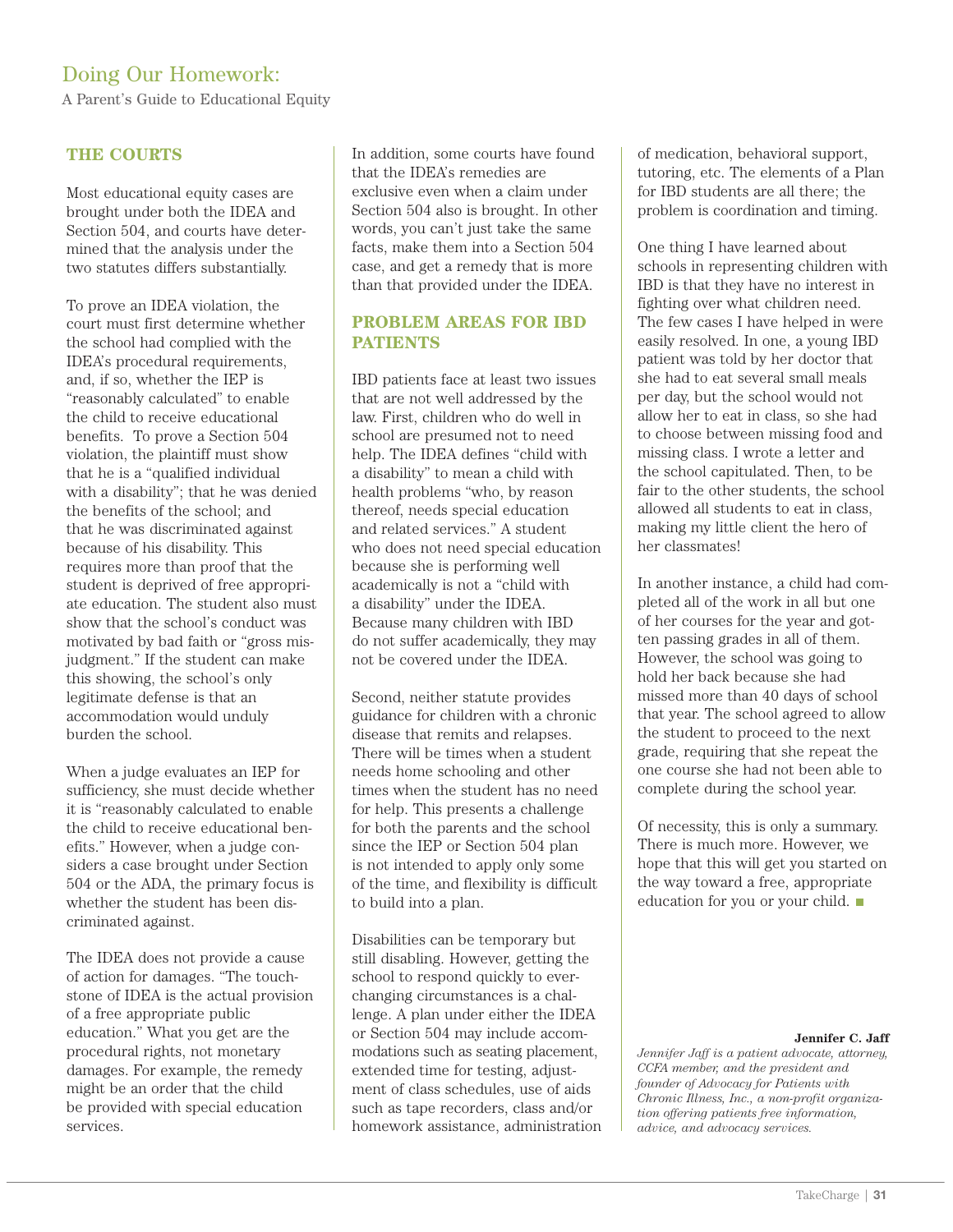## THE COURTS

Most educational equity cases are brought under both the IDEA and Section 504, and courts have determined that the analysis under the two statutes differs substantially.

To prove an IDEA violation, the court must first determine whether the school had complied with the IDEA's procedural requirements, and, if so, whether the IEP is "reasonably calculated" to enable the child to receive educational benefits. To prove a Section 504 violation, the plaintiff must show that he is a "qualified individual with a disability"; that he was denied the benefits of the school; and that he was discriminated against because of his disability. This requires more than proof that the student is deprived of free appropriate education. The student also must show that the school's conduct was motivated by bad faith or "gross misjudgment." If the student can make this showing, the school's only legitimate defense is that an accommodation would unduly burden the school.

When a judge evaluates an IEP for sufficiency, she must decide whether it is "reasonably calculated to enable the child to receive educational benefits." However, when a judge considers a case brought under Section 504 or the ADA, the primary focus is whether the student has been discriminated against.

The IDEA does not provide a cause of action for damages. "The touchstone of IDEA is the actual provision of a free appropriate public education." What you get are the procedural rights, not monetary damages. For example, the remedy might be an order that the child be provided with special education services.

In addition, some courts have found that the IDEA's remedies are exclusive even when a claim under Section 504 also is brought. In other words, you can't just take the same facts, make them into a Section 504 case, and get a remedy that is more than that provided under the IDEA.

## PROBLEM AREAS FOR IBD PATIENTS

IBD patients face at least two issues that are not well addressed by the law. First, children who do well in school are presumed not to need help. The IDEA defines "child with a disability" to mean a child with health problems "who, by reason thereof, needs special education and related services." A student who does not need special education because she is performing well academically is not a "child with a disability" under the IDEA. Because many children with IBD do not suffer academically, they may not be covered under the IDEA.

Second, neither statute provides guidance for children with a chronic disease that remits and relapses. There will be times when a student needs home schooling and other times when the student has no need for help. This presents a challenge for both the parents and the school since the IEP or Section 504 plan is not intended to apply only some of the time, and flexibility is difficult to build into a plan.

Disabilities can be temporary but still disabling. However, getting the school to respond quickly to ever-changing circumstances is a challenge. A plan under either the IDEA or Section 504 may include accommodations such as seating placement, extended time for testing, adjustment of class schedules, use of aids such as tape recorders, class and/or homework assistance, administration of medication, behavioral support, tutoring, etc. The elements of a Plan for IBD students are all there; the problem is coordination and timing.

One thing I have learned about schools in representing children with IBD is that they have no interest in fighting over what children need. The few cases I have helped in were easily resolved. In one, a young IBD patient was told by her doctor that she had to eat several small meals per day, but the school would not allow her to eat in class, so she had to choose between missing food and missing class. I wrote a letter and the school capitulated. Then, to be fair to the other students, the school allowed all students to eat in class, making my little client the hero of her classmates!

In another instance, a child had completed all of the work in all but one of her courses for the year and gotten passing grades in all of them. However, the school was going to hold her back because she had missed more than 40 days of school that year. The school agreed to allow the student to proceed to the next grade, requiring that she repeat the one course she had not been able to complete during the school year.

Of necessity, this is only a summary. There is much more. However, we hope that this will get you started on the way toward a free, appropriate education for you or your child. ■

**Jennifer C. Jaff**

*Jennifer Jaff is a patient advocate, attorney, CCFA member, and the president and founder of Advocacy for Patients with Chronic Illness, Inc., a non-profit organization offering patients free information, advice, and advocacy services.*